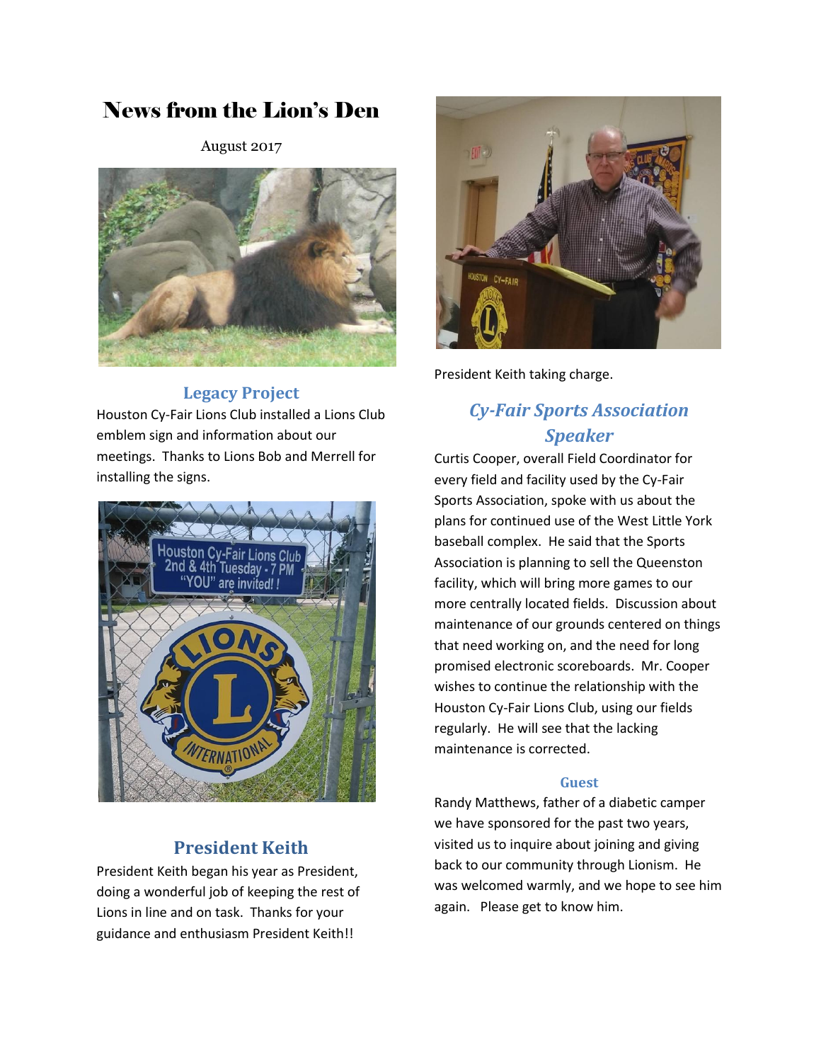# News from the Lion's Den

August 2017

## Legacy Project

Houston Cy-Fair Lions Club installed a Lions Club emblem sign and information about our meetings. Thanks to Lions Bob and Merrell for installing the signs.

## President Keith

President Keith began his year as President, doing a wonderful job of keeping the rest of Lions in line and on task. Thanks for your guidance and enthusiasm President Keith!!

President Keith taking charge.

## *Cy-Fair Sports Association Speaker*

Curtis Cooper, overall Field Coordinator for every field and facility used by the Cy-Fair Sports Association, spoke with us about the plans for continued use of the West Little York baseball complex. He said that the Sports Association is planning to sell the Queenston facility, which will bring more games to our more centrally located fields. Discussion about maintenance of our grounds centered on things that need working on, and the need for long promised electronic scoreboards. Mr. Cooper wishes to continue the relationship with the Houston Cy-Fair Lions Club, using our fields regularly. He will see that the lacking maintenance is corrected.

### Guest

Randy Matthews, father of a diabetic camper we have sponsored for the past two years, visited us to inquire about joining and giving back to our community through Lionism. He was welcomed warmly, and we hope to see him again. Please get to know him.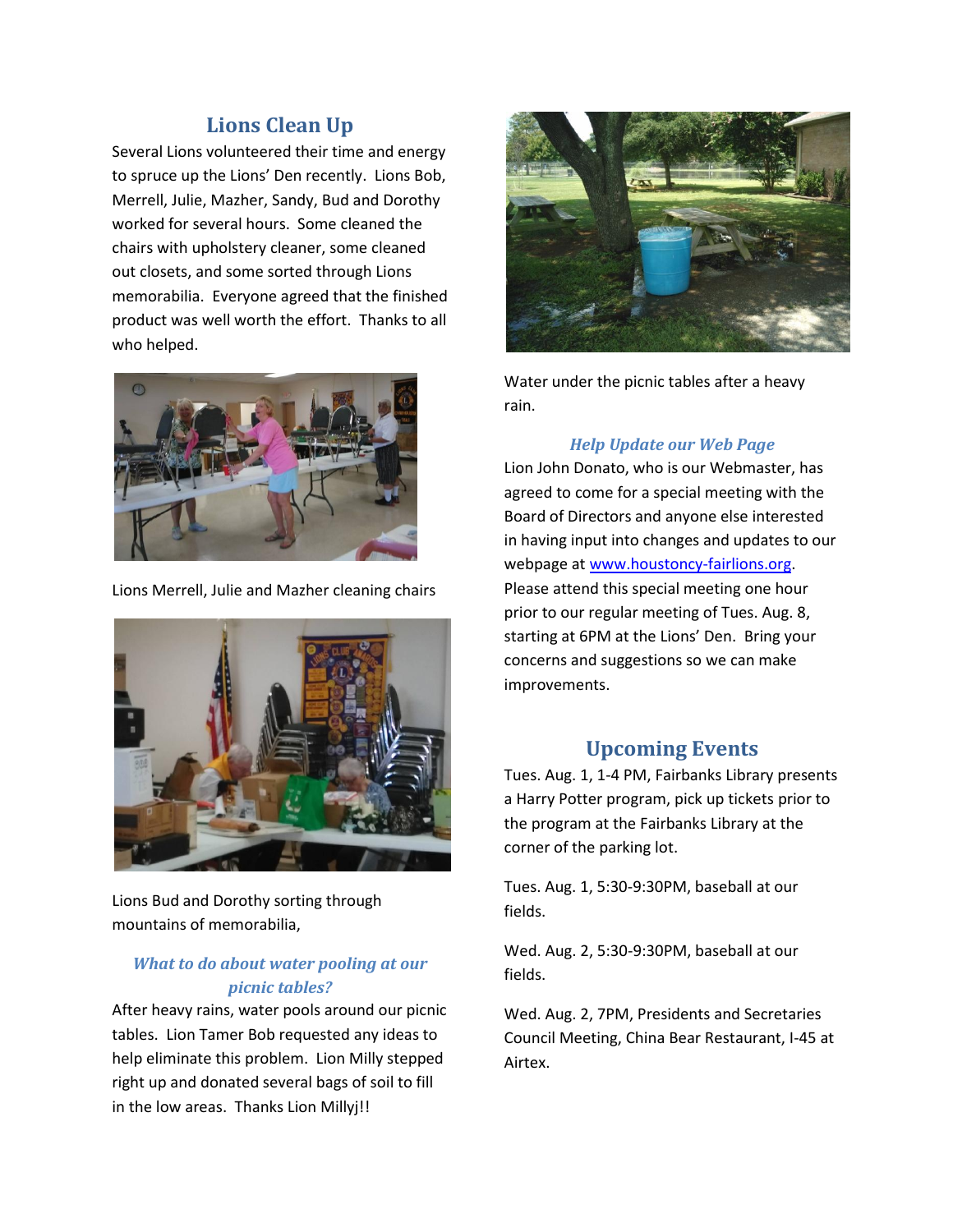## Lions Clean Up

Several Lions volunteered their time and energy to spruce up the Lions' Den recently. Lions Bob, Merrell, Julie, Mazher, Sandy, Bud and Dorothy worked for several hours. Some cleaned the chairs with upholstery cleaner, some cleaned out closets, and some sorted through Lions memorabilia. Everyone agreed that the finished product was well worth the effort. Thanks to all who helped.

Lions Merrell, Julie and Mazher cleaning chairs

Lions Bud and Dorothy sorting through mountains of memorabilia,

### *What to do about water pooling at our picnic tables?*

After heavy rains, water pools around our picnic tables. Lion Tamer Bob requested any ideas to help eliminate this problem. Lion Milly stepped right up and donated several bags of soil to fill in the low areas. Thanks Lion Millyj!!

Water under the picnic tables after a heavy rain.

### *Help Update our Web Page*

Lion John Donato, who is our Webmaster, has agreed to come for a special meeting with the Board of Directors and anyone else interested in having input into changes and updates to our webpage at [www.houstoncy-fairlions.org](http://www.houstoncy-fairlions.org). Please attend this special meeting one hour prior to our regular meeting of Tues. Aug. 8, starting at 6PM at the Lions' Den. Bring your concerns and suggestions so we can make improvements.

## Upcoming Events

Tues. Aug. 1, 1-4 PM, Fairbanks Library presents a Harry Potter program, pick up tickets prior to the program at the Fairbanks Library at the corner of the parking lot.

Tues. Aug. 1, 5:30-9:30PM, baseball at our fields.

Wed. Aug. 2, 5:30-9:30PM, baseball at our fields.

Wed. Aug. 2, 7PM, Presidents and Secretaries Council Meeting, China Bear Restaurant, I-45 at Airtex.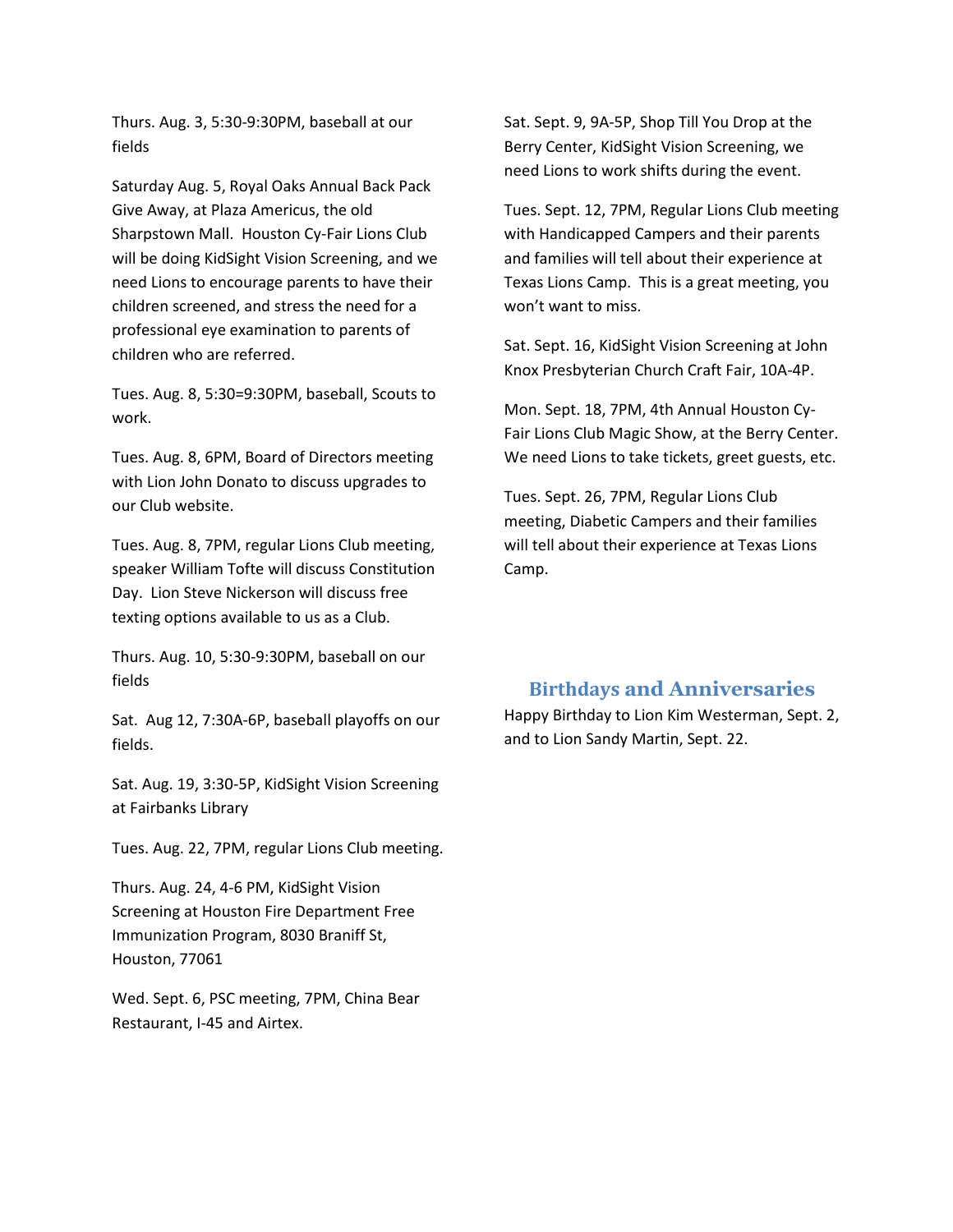Thurs. Aug. 3, 5:30-9:30PM, baseball at our fields

Saturday Aug. 5, Royal Oaks Annual Back Pack Give Away, at Plaza Americus, the old Sharpstown Mall. Houston Cy-Fair Lions Club will be doing KidSight Vision Screening, and we need Lions to encourage parents to have their children screened, and stress the need for a professional eye examination to parents of children who are referred.

Tues. Aug. 8, 5:30=9:30PM, baseball, Scouts to work.

Tues. Aug. 8, 6PM, Board of Directors meeting with Lion John Donato to discuss upgrades to our Club website.

Tues. Aug. 8, 7PM, regular Lions Club meeting, speaker William Tofte will discuss Constitution Day. Lion Steve Nickerson will discuss free texting options available to us as a Club.

Thurs. Aug. 10, 5:30-9:30PM, baseball on our fields

Sat. Aug 12, 7:30A-6P, baseball playoffs on our fields.

Sat. Aug. 19, 3:30-5P, KidSight Vision Screening at Fairbanks Library

Tues. Aug. 22, 7PM, regular Lions Club meeting.

Thurs. Aug. 24, 4-6 PM, KidSight Vision Screening at Houston Fire Department Free Immunization Program, 8030 Braniff St, Houston, 77061

Wed. Sept. 6, PSC meeting, 7PM, China Bear Restaurant, I-45 and Airtex.

Sat. Sept. 9, 9A-5P, Shop Till You Drop at the Berry Center, KidSight Vision Screening, we need Lions to work shifts during the event.

Tues. Sept. 12, 7PM, Regular Lions Club meeting with Handicapped Campers and their parents and families will tell about their experience at Texas Lions Camp. This is a great meeting, you won't want to miss.

Sat. Sept. 16, KidSight Vision Screening at John Knox Presbyterian Church Craft Fair, 10A-4P.

Mon. Sept. 18, 7PM, 4th Annual Houston Cy-Fair Lions Club Magic Show, at the Berry Center. We need Lions to take tickets, greet guests, etc.

Tues. Sept. 26, 7PM, Regular Lions Club meeting, Diabetic Campers and their families will tell about their experience at Texas Lions Camp.

## Birthdays and Anniversaries

Happy Birthday to Lion Kim Westerman, Sept. 2, and to Lion Sandy Martin, Sept. 22.